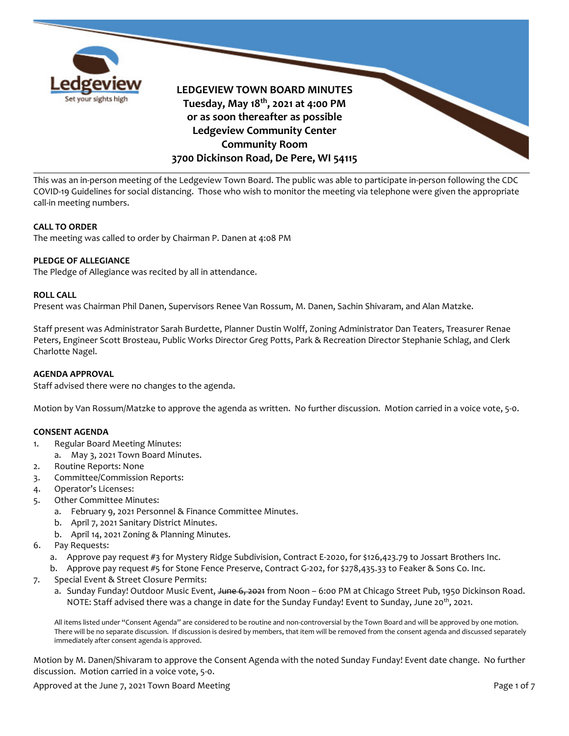# LEDGEVIEW TOWN BOARD MINUTES

**Tuesday, May 18th, 2021 at 4:00 PM**
**or as soon thereafter as possible**
**Ledgeview Community Center**
**Community Room**
**3700 Dickinson Road, De Pere, WI 54115**

This was an in-person meeting of the Ledgeview Town Board. The public was able to participate in-person following the CDC COVID-19 Guidelines for social distancing. Those who wish to monitor the meeting via telephone were given the appropriate call-in meeting numbers.

**CALL TO ORDER**
The meeting was called to order by Chairman P. Danen at 4:08 PM

**PLEDGE OF ALLEGIANCE**
The Pledge of Allegiance was recited by all in attendance.

**ROLL CALL**
Present was Chairman Phil Danen, Supervisors Renee Van Rossum, M. Danen, Sachin Shivaram, and Alan Matzke.

Staff present was Administrator Sarah Burdette, Planner Dustin Wolff, Zoning Administrator Dan Teaters, Treasurer Renae Peters, Engineer Scott Brosteau, Public Works Director Greg Potts, Park & Recreation Director Stephanie Schlag, and Clerk Charlotte Nagel.

**AGENDA APPROVAL**
Staff advised there were no changes to the agenda.

Motion by Van Rossum/Matzke to approve the agenda as written. No further discussion. Motion carried in a voice vote, 5-0.

**CONSENT AGENDA**

1. Regular Board Meeting Minutes:
   a. May 3, 2021 Town Board Minutes.
2. Routine Reports: None
3. Committee/Commission Reports:
4. Operator's Licenses:
5. Other Committee Minutes:
   a. February 9, 2021 Personnel & Finance Committee Minutes.
   b. April 7, 2021 Sanitary District Minutes.
   b. April 14, 2021 Zoning & Planning Minutes.
6. Pay Requests:
   a. Approve pay request #3 for Mystery Ridge Subdivision, Contract E-2020, for $126,423.79 to Jossart Brothers Inc.
   b. Approve pay request #5 for Stone Fence Preserve, Contract G-202, for $278,435.33 to Feaker & Sons Co. Inc.
7. Special Event & Street Closure Permits:
   a. Sunday Funday! Outdoor Music Event, ~~June 6, 2021~~ from Noon – 6:00 PM at Chicago Street Pub, 1950 Dickinson Road. NOTE: Staff advised there was a change in date for the Sunday Funday! Event to Sunday, June 20th, 2021.

All items listed under "Consent Agenda" are considered to be routine and non-controversial by the Town Board and will be approved by one motion. There will be no separate discussion. If discussion is desired by members, that item will be removed from the consent agenda and discussed separately immediately after consent agenda is approved.

Motion by M. Danen/Shivaram to approve the Consent Agenda with the noted Sunday Funday! Event date change. No further discussion. Motion carried in a voice vote, 5-0.

Approved at the June 7, 2021 Town Board Meeting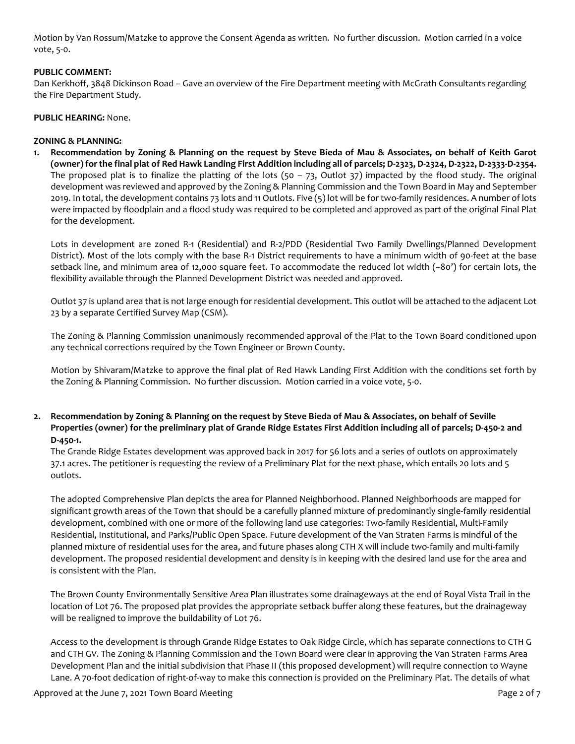Motion by Van Rossum/Matzke to approve the Consent Agenda as written. No further discussion. Motion carried in a voice vote, 5-0.

**PUBLIC COMMENT:**

Dan Kerkhoff, 3848 Dickinson Road – Gave an overview of the Fire Department meeting with McGrath Consultants regarding the Fire Department Study.

**PUBLIC HEARING:** None.

**ZONING & PLANNING:**

1. **Recommendation by Zoning & Planning on the request by Steve Bieda of Mau & Associates, on behalf of Keith Garot (owner) for the final plat of Red Hawk Landing First Addition including all of parcels; D-2323, D-2324, D-2322, D-2333-D-2354.** The proposed plat is to finalize the platting of the lots (50 – 73, Outlot 37) impacted by the flood study. The original development was reviewed and approved by the Zoning & Planning Commission and the Town Board in May and September 2019. In total, the development contains 73 lots and 11 Outlots. Five (5) lot will be for two-family residences. A number of lots were impacted by floodplain and a flood study was required to be completed and approved as part of the original Final Plat for the development.

   Lots in development are zoned R-1 (Residential) and R-2/PDD (Residential Two Family Dwellings/Planned Development District). Most of the lots comply with the base R-1 District requirements to have a minimum width of 90-feet at the base setback line, and minimum area of 12,000 square feet. To accommodate the reduced lot width (~80') for certain lots, the flexibility available through the Planned Development District was needed and approved.

   Outlot 37 is upland area that is not large enough for residential development. This outlot will be attached to the adjacent Lot 23 by a separate Certified Survey Map (CSM).

   The Zoning & Planning Commission unanimously recommended approval of the Plat to the Town Board conditioned upon any technical corrections required by the Town Engineer or Brown County.

   Motion by Shivaram/Matzke to approve the final plat of Red Hawk Landing First Addition with the conditions set forth by the Zoning & Planning Commission. No further discussion. Motion carried in a voice vote, 5-0.

2. **Recommendation by Zoning & Planning on the request by Steve Bieda of Mau & Associates, on behalf of Seville Properties (owner) for the preliminary plat of Grande Ridge Estates First Addition including all of parcels; D-450-2 and D-450-1.**

   The Grande Ridge Estates development was approved back in 2017 for 56 lots and a series of outlots on approximately 37.1 acres. The petitioner is requesting the review of a Preliminary Plat for the next phase, which entails 20 lots and 5 outlots.

   The adopted Comprehensive Plan depicts the area for Planned Neighborhood. Planned Neighborhoods are mapped for significant growth areas of the Town that should be a carefully planned mixture of predominantly single-family residential development, combined with one or more of the following land use categories: Two-family Residential, Multi-Family Residential, Institutional, and Parks/Public Open Space. Future development of the Van Straten Farms is mindful of the planned mixture of residential uses for the area, and future phases along CTH X will include two-family and multi-family development. The proposed residential development and density is in keeping with the desired land use for the area and is consistent with the Plan.

   The Brown County Environmentally Sensitive Area Plan illustrates some drainageways at the end of Royal Vista Trail in the location of Lot 76. The proposed plat provides the appropriate setback buffer along these features, but the drainageway will be realigned to improve the buildability of Lot 76.

   Access to the development is through Grande Ridge Estates to Oak Ridge Circle, which has separate connections to CTH G and CTH GV. The Zoning & Planning Commission and the Town Board were clear in approving the Van Straten Farms Area Development Plan and the initial subdivision that Phase II (this proposed development) will require connection to Wayne Lane. A 70-foot dedication of right-of-way to make this connection is provided on the Preliminary Plat. The details of what

Approved at the June 7, 2021 Town Board Meeting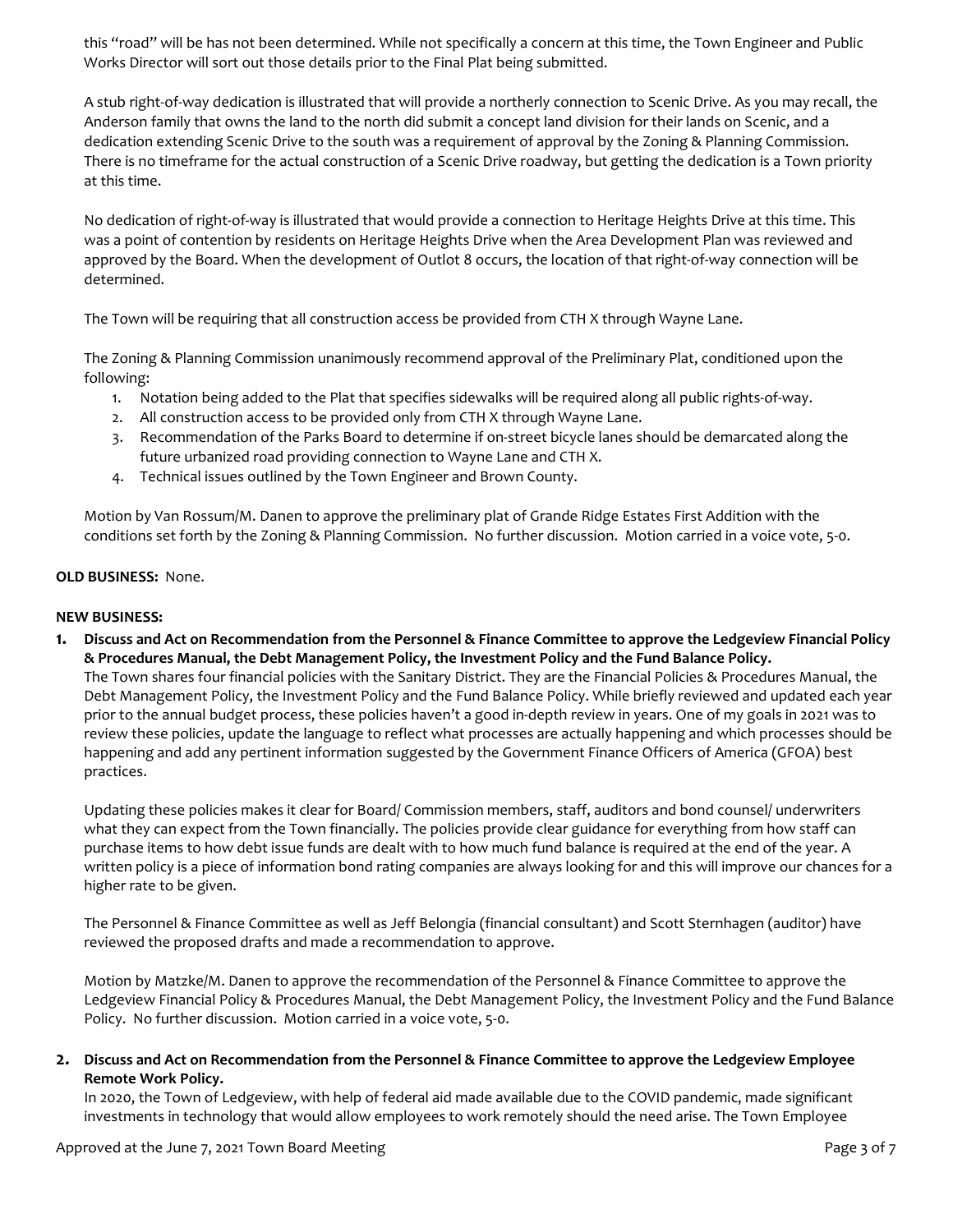this "road" will be has not been determined. While not specifically a concern at this time, the Town Engineer and Public Works Director will sort out those details prior to the Final Plat being submitted.

A stub right-of-way dedication is illustrated that will provide a northerly connection to Scenic Drive. As you may recall, the Anderson family that owns the land to the north did submit a concept land division for their lands on Scenic, and a dedication extending Scenic Drive to the south was a requirement of approval by the Zoning & Planning Commission. There is no timeframe for the actual construction of a Scenic Drive roadway, but getting the dedication is a Town priority at this time.

No dedication of right-of-way is illustrated that would provide a connection to Heritage Heights Drive at this time. This was a point of contention by residents on Heritage Heights Drive when the Area Development Plan was reviewed and approved by the Board. When the development of Outlot 8 occurs, the location of that right-of-way connection will be determined.

The Town will be requiring that all construction access be provided from CTH X through Wayne Lane.

The Zoning & Planning Commission unanimously recommend approval of the Preliminary Plat, conditioned upon the following:

1. Notation being added to the Plat that specifies sidewalks will be required along all public rights-of-way.
2. All construction access to be provided only from CTH X through Wayne Lane.
3. Recommendation of the Parks Board to determine if on-street bicycle lanes should be demarcated along the future urbanized road providing connection to Wayne Lane and CTH X.
4. Technical issues outlined by the Town Engineer and Brown County.

Motion by Van Rossum/M. Danen to approve the preliminary plat of Grande Ridge Estates First Addition with the conditions set forth by the Zoning & Planning Commission. No further discussion. Motion carried in a voice vote, 5-0.

**OLD BUSINESS:** None.

**NEW BUSINESS:**

**1. Discuss and Act on Recommendation from the Personnel & Finance Committee to approve the Ledgeview Financial Policy & Procedures Manual, the Debt Management Policy, the Investment Policy and the Fund Balance Policy.**

The Town shares four financial policies with the Sanitary District. They are the Financial Policies & Procedures Manual, the Debt Management Policy, the Investment Policy and the Fund Balance Policy. While briefly reviewed and updated each year prior to the annual budget process, these policies haven't a good in-depth review in years. One of my goals in 2021 was to review these policies, update the language to reflect what processes are actually happening and which processes should be happening and add any pertinent information suggested by the Government Finance Officers of America (GFOA) best practices.

Updating these policies makes it clear for Board/ Commission members, staff, auditors and bond counsel/ underwriters what they can expect from the Town financially. The policies provide clear guidance for everything from how staff can purchase items to how debt issue funds are dealt with to how much fund balance is required at the end of the year. A written policy is a piece of information bond rating companies are always looking for and this will improve our chances for a higher rate to be given.

The Personnel & Finance Committee as well as Jeff Belongia (financial consultant) and Scott Sternhagen (auditor) have reviewed the proposed drafts and made a recommendation to approve.

Motion by Matzke/M. Danen to approve the recommendation of the Personnel & Finance Committee to approve the Ledgeview Financial Policy & Procedures Manual, the Debt Management Policy, the Investment Policy and the Fund Balance Policy. No further discussion. Motion carried in a voice vote, 5-0.

**2. Discuss and Act on Recommendation from the Personnel & Finance Committee to approve the Ledgeview Employee Remote Work Policy.**

In 2020, the Town of Ledgeview, with help of federal aid made available due to the COVID pandemic, made significant investments in technology that would allow employees to work remotely should the need arise. The Town Employee

Approved at the June 7, 2021 Town Board Meeting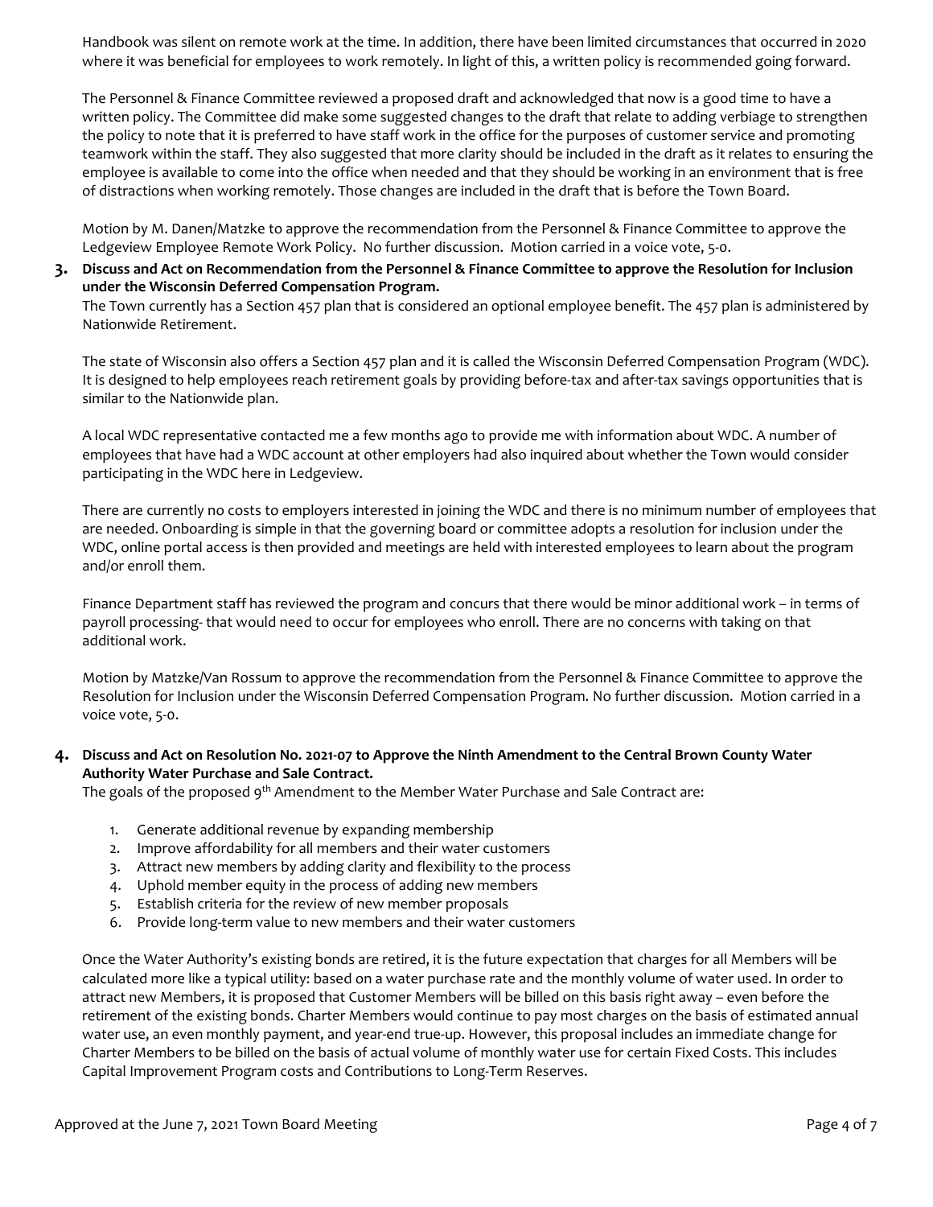Handbook was silent on remote work at the time. In addition, there have been limited circumstances that occurred in 2020 where it was beneficial for employees to work remotely. In light of this, a written policy is recommended going forward.

The Personnel & Finance Committee reviewed a proposed draft and acknowledged that now is a good time to have a written policy. The Committee did make some suggested changes to the draft that relate to adding verbiage to strengthen the policy to note that it is preferred to have staff work in the office for the purposes of customer service and promoting teamwork within the staff. They also suggested that more clarity should be included in the draft as it relates to ensuring the employee is available to come into the office when needed and that they should be working in an environment that is free of distractions when working remotely. Those changes are included in the draft that is before the Town Board.

Motion by M. Danen/Matzke to approve the recommendation from the Personnel & Finance Committee to approve the Ledgeview Employee Remote Work Policy. No further discussion. Motion carried in a voice vote, 5-0.

**3. Discuss and Act on Recommendation from the Personnel & Finance Committee to approve the Resolution for Inclusion under the Wisconsin Deferred Compensation Program.**

The Town currently has a Section 457 plan that is considered an optional employee benefit. The 457 plan is administered by Nationwide Retirement.

The state of Wisconsin also offers a Section 457 plan and it is called the Wisconsin Deferred Compensation Program (WDC). It is designed to help employees reach retirement goals by providing before-tax and after-tax savings opportunities that is similar to the Nationwide plan.

A local WDC representative contacted me a few months ago to provide me with information about WDC. A number of employees that have had a WDC account at other employers had also inquired about whether the Town would consider participating in the WDC here in Ledgeview.

There are currently no costs to employers interested in joining the WDC and there is no minimum number of employees that are needed. Onboarding is simple in that the governing board or committee adopts a resolution for inclusion under the WDC, online portal access is then provided and meetings are held with interested employees to learn about the program and/or enroll them.

Finance Department staff has reviewed the program and concurs that there would be minor additional work – in terms of payroll processing- that would need to occur for employees who enroll. There are no concerns with taking on that additional work.

Motion by Matzke/Van Rossum to approve the recommendation from the Personnel & Finance Committee to approve the Resolution for Inclusion under the Wisconsin Deferred Compensation Program. No further discussion. Motion carried in a voice vote, 5-0.

**4. Discuss and Act on Resolution No. 2021-07 to Approve the Ninth Amendment to the Central Brown County Water Authority Water Purchase and Sale Contract.**

The goals of the proposed 9th Amendment to the Member Water Purchase and Sale Contract are:

1. Generate additional revenue by expanding membership
2. Improve affordability for all members and their water customers
3. Attract new members by adding clarity and flexibility to the process
4. Uphold member equity in the process of adding new members
5. Establish criteria for the review of new member proposals
6. Provide long-term value to new members and their water customers

Once the Water Authority's existing bonds are retired, it is the future expectation that charges for all Members will be calculated more like a typical utility: based on a water purchase rate and the monthly volume of water used. In order to attract new Members, it is proposed that Customer Members will be billed on this basis right away – even before the retirement of the existing bonds. Charter Members would continue to pay most charges on the basis of estimated annual water use, an even monthly payment, and year-end true-up. However, this proposal includes an immediate change for Charter Members to be billed on the basis of actual volume of monthly water use for certain Fixed Costs. This includes Capital Improvement Program costs and Contributions to Long-Term Reserves.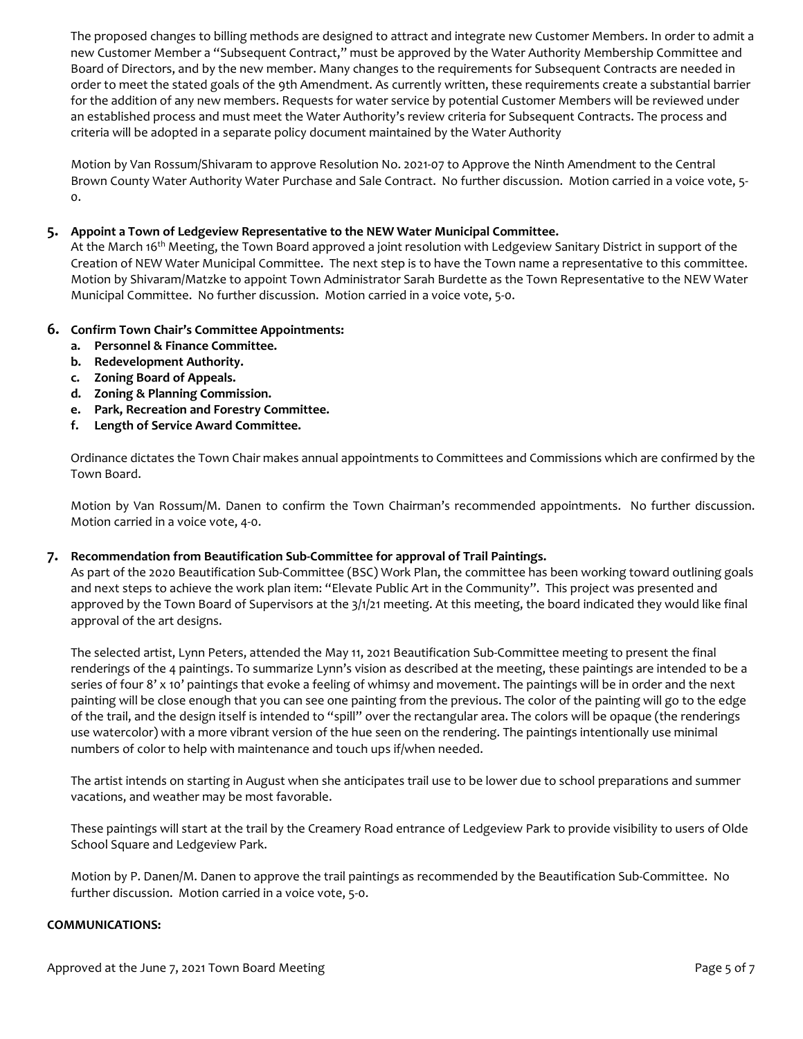The proposed changes to billing methods are designed to attract and integrate new Customer Members. In order to admit a new Customer Member a "Subsequent Contract," must be approved by the Water Authority Membership Committee and Board of Directors, and by the new member. Many changes to the requirements for Subsequent Contracts are needed in order to meet the stated goals of the 9th Amendment. As currently written, these requirements create a substantial barrier for the addition of any new members. Requests for water service by potential Customer Members will be reviewed under an established process and must meet the Water Authority's review criteria for Subsequent Contracts. The process and criteria will be adopted in a separate policy document maintained by the Water Authority

Motion by Van Rossum/Shivaram to approve Resolution No. 2021-07 to Approve the Ninth Amendment to the Central Brown County Water Authority Water Purchase and Sale Contract. No further discussion. Motion carried in a voice vote, 5-0.

**5. Appoint a Town of Ledgeview Representative to the NEW Water Municipal Committee.**

At the March 16th Meeting, the Town Board approved a joint resolution with Ledgeview Sanitary District in support of the Creation of NEW Water Municipal Committee. The next step is to have the Town name a representative to this committee. Motion by Shivaram/Matzke to appoint Town Administrator Sarah Burdette as the Town Representative to the NEW Water Municipal Committee. No further discussion. Motion carried in a voice vote, 5-0.

**6. Confirm Town Chair's Committee Appointments:**

- **a. Personnel & Finance Committee.**
- **b. Redevelopment Authority.**
- **c. Zoning Board of Appeals.**
- **d. Zoning & Planning Commission.**
- **e. Park, Recreation and Forestry Committee.**
- **f. Length of Service Award Committee.**

Ordinance dictates the Town Chair makes annual appointments to Committees and Commissions which are confirmed by the Town Board.

Motion by Van Rossum/M. Danen to confirm the Town Chairman's recommended appointments. No further discussion. Motion carried in a voice vote, 4-0.

**7. Recommendation from Beautification Sub-Committee for approval of Trail Paintings.**

As part of the 2020 Beautification Sub-Committee (BSC) Work Plan, the committee has been working toward outlining goals and next steps to achieve the work plan item: "Elevate Public Art in the Community". This project was presented and approved by the Town Board of Supervisors at the 3/1/21 meeting. At this meeting, the board indicated they would like final approval of the art designs.

The selected artist, Lynn Peters, attended the May 11, 2021 Beautification Sub-Committee meeting to present the final renderings of the 4 paintings. To summarize Lynn's vision as described at the meeting, these paintings are intended to be a series of four 8' x 10' paintings that evoke a feeling of whimsy and movement. The paintings will be in order and the next painting will be close enough that you can see one painting from the previous. The color of the painting will go to the edge of the trail, and the design itself is intended to "spill" over the rectangular area. The colors will be opaque (the renderings use watercolor) with a more vibrant version of the hue seen on the rendering. The paintings intentionally use minimal numbers of color to help with maintenance and touch ups if/when needed.

The artist intends on starting in August when she anticipates trail use to be lower due to school preparations and summer vacations, and weather may be most favorable.

These paintings will start at the trail by the Creamery Road entrance of Ledgeview Park to provide visibility to users of Olde School Square and Ledgeview Park.

Motion by P. Danen/M. Danen to approve the trail paintings as recommended by the Beautification Sub-Committee. No further discussion. Motion carried in a voice vote, 5-0.

**COMMUNICATIONS:**

Approved at the June 7, 2021 Town Board Meeting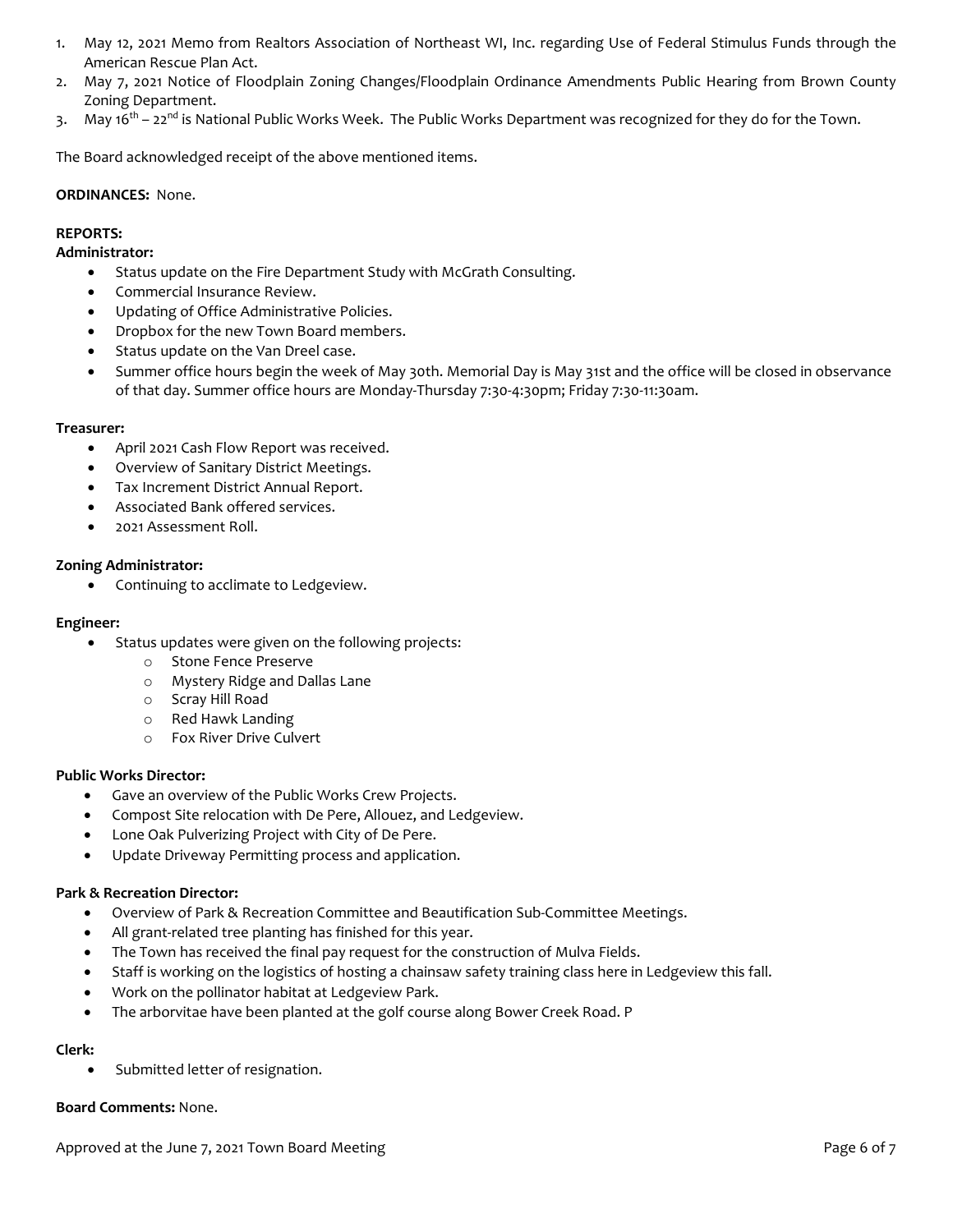1. May 12, 2021 Memo from Realtors Association of Northeast WI, Inc. regarding Use of Federal Stimulus Funds through the American Rescue Plan Act.
2. May 7, 2021 Notice of Floodplain Zoning Changes/Floodplain Ordinance Amendments Public Hearing from Brown County Zoning Department.
3. May 16th – 22nd is National Public Works Week. The Public Works Department was recognized for they do for the Town.

The Board acknowledged receipt of the above mentioned items.

**ORDINANCES:** None.

**REPORTS:**

**Administrator:**

- Status update on the Fire Department Study with McGrath Consulting.
- Commercial Insurance Review.
- Updating of Office Administrative Policies.
- Dropbox for the new Town Board members.
- Status update on the Van Dreel case.
- Summer office hours begin the week of May 30th. Memorial Day is May 31st and the office will be closed in observance of that day. Summer office hours are Monday-Thursday 7:30-4:30pm; Friday 7:30-11:30am.

**Treasurer:**

- April 2021 Cash Flow Report was received.
- Overview of Sanitary District Meetings.
- Tax Increment District Annual Report.
- Associated Bank offered services.
- 2021 Assessment Roll.

**Zoning Administrator:**

- Continuing to acclimate to Ledgeview.

**Engineer:**

- Status updates were given on the following projects:
  - Stone Fence Preserve
  - Mystery Ridge and Dallas Lane
  - Scray Hill Road
  - Red Hawk Landing
  - Fox River Drive Culvert

**Public Works Director:**

- Gave an overview of the Public Works Crew Projects.
- Compost Site relocation with De Pere, Allouez, and Ledgeview.
- Lone Oak Pulverizing Project with City of De Pere.
- Update Driveway Permitting process and application.

**Park & Recreation Director:**

- Overview of Park & Recreation Committee and Beautification Sub-Committee Meetings.
- All grant-related tree planting has finished for this year.
- The Town has received the final pay request for the construction of Mulva Fields.
- Staff is working on the logistics of hosting a chainsaw safety training class here in Ledgeview this fall.
- Work on the pollinator habitat at Ledgeview Park.
- The arborvitae have been planted at the golf course along Bower Creek Road. P

**Clerk:**

- Submitted letter of resignation.

**Board Comments:** None.

Approved at the June 7, 2021 Town Board Meeting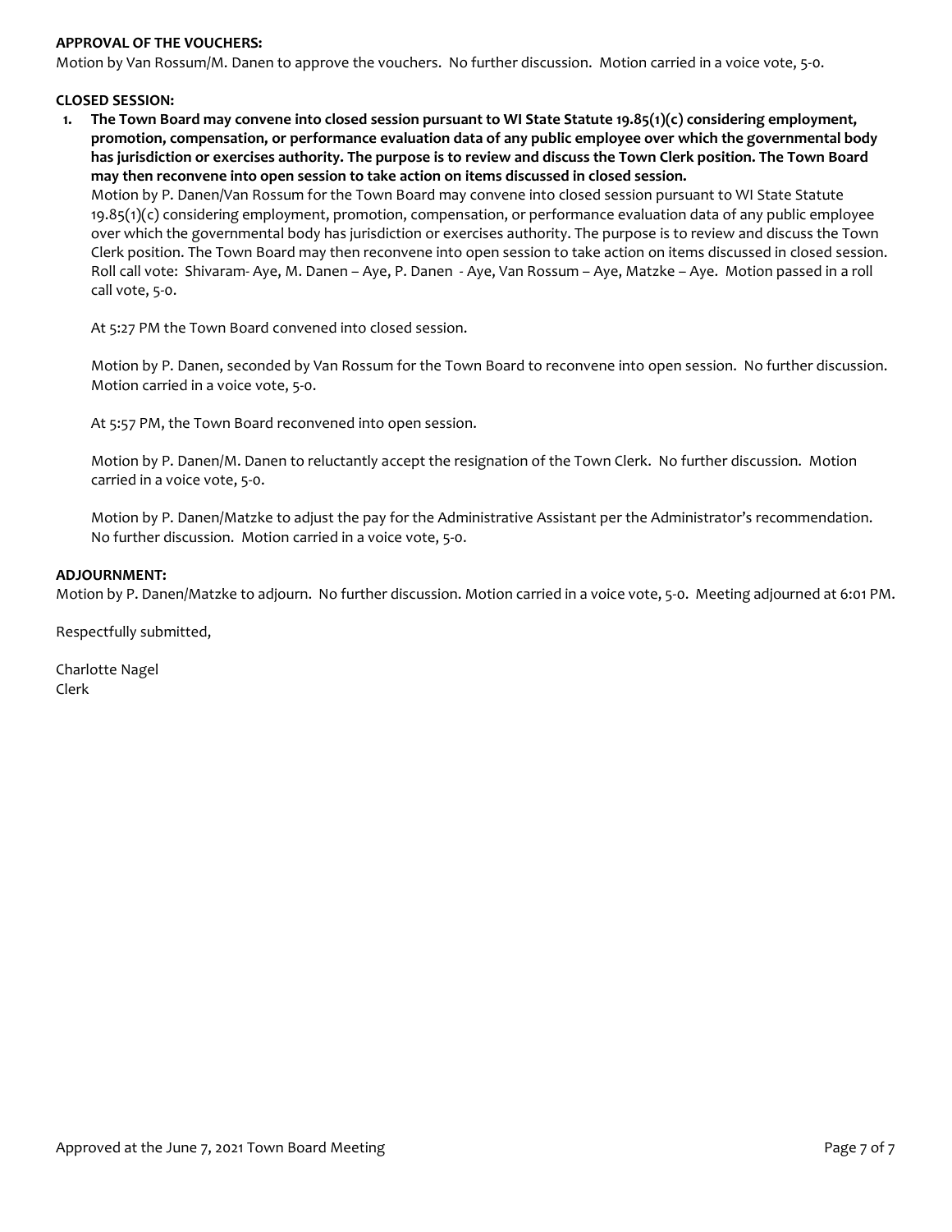**APPROVAL OF THE VOUCHERS:**

Motion by Van Rossum/M. Danen to approve the vouchers. No further discussion. Motion carried in a voice vote, 5-0.

**CLOSED SESSION:**

1. **The Town Board may convene into closed session pursuant to WI State Statute 19.85(1)(c) considering employment, promotion, compensation, or performance evaluation data of any public employee over which the governmental body has jurisdiction or exercises authority. The purpose is to review and discuss the Town Clerk position. The Town Board may then reconvene into open session to take action on items discussed in closed session.**

   Motion by P. Danen/Van Rossum for the Town Board may convene into closed session pursuant to WI State Statute 19.85(1)(c) considering employment, promotion, compensation, or performance evaluation data of any public employee over which the governmental body has jurisdiction or exercises authority. The purpose is to review and discuss the Town Clerk position. The Town Board may then reconvene into open session to take action on items discussed in closed session. Roll call vote: Shivaram- Aye, M. Danen – Aye, P. Danen - Aye, Van Rossum – Aye, Matzke – Aye. Motion passed in a roll call vote, 5-0.

   At 5:27 PM the Town Board convened into closed session.

   Motion by P. Danen, seconded by Van Rossum for the Town Board to reconvene into open session. No further discussion. Motion carried in a voice vote, 5-0.

   At 5:57 PM, the Town Board reconvened into open session.

   Motion by P. Danen/M. Danen to reluctantly accept the resignation of the Town Clerk. No further discussion. Motion carried in a voice vote, 5-0.

   Motion by P. Danen/Matzke to adjust the pay for the Administrative Assistant per the Administrator's recommendation. No further discussion. Motion carried in a voice vote, 5-0.

**ADJOURNMENT:**

Motion by P. Danen/Matzke to adjourn. No further discussion. Motion carried in a voice vote, 5-0. Meeting adjourned at 6:01 PM.

Respectfully submitted,

Charlotte Nagel
Clerk

Approved at the June 7, 2021 Town Board Meeting